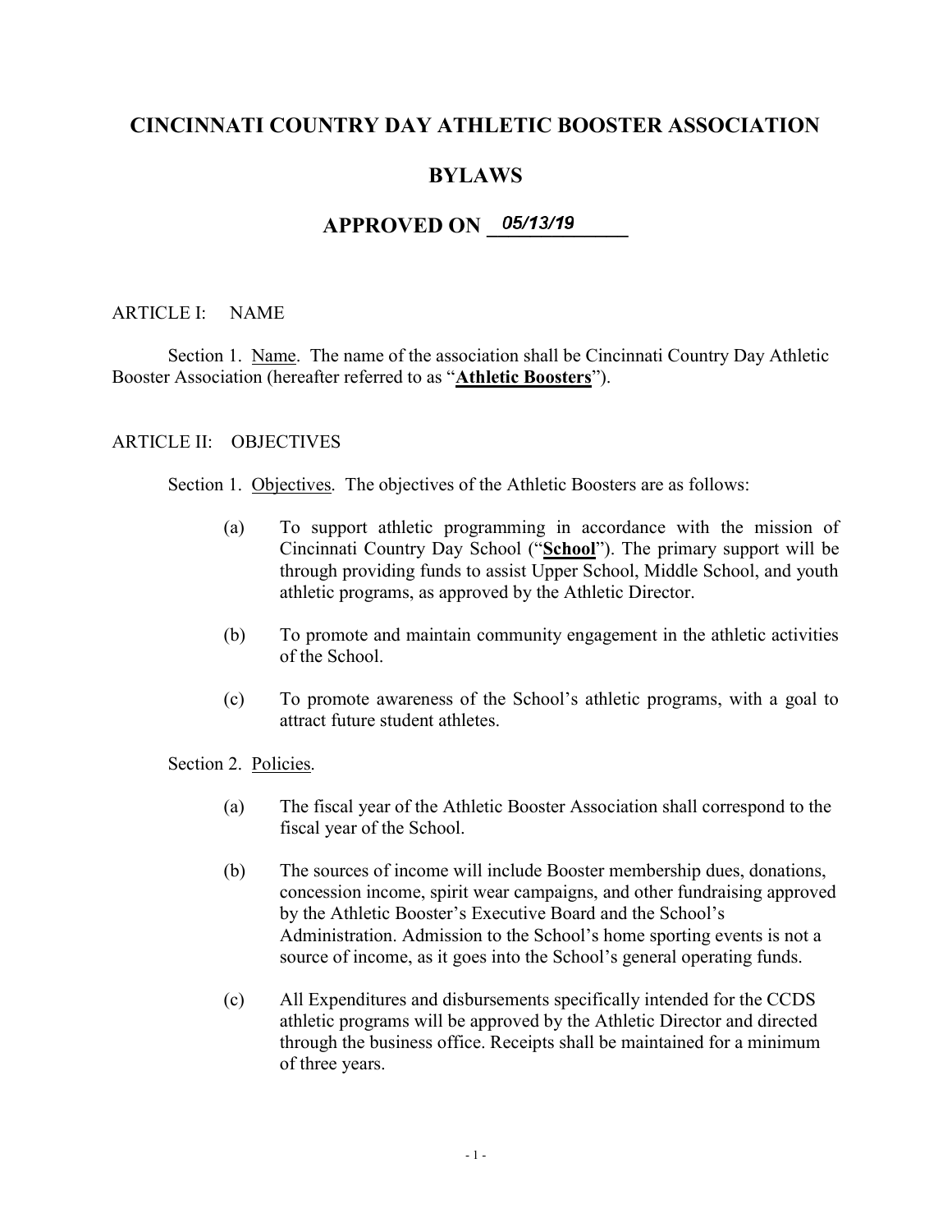# CINCINNATI COUNTRY DAY ATHLETIC BOOSTER ASSOCIATION

# BYLAWS

# APPROVED ON 05/13/19

ARTICLE I: NAME

Section 1. Name. The name of the association shall be Cincinnati Country Day Athletic Booster Association (hereafter referred to as "**Athletic Boosters**").

ARTICLE II: OBJECTIVES

Section 1. Objectives. The objectives of the Athletic Boosters are as follows:

(a) To support athletic programming in accordance with the mission of Cincinnati Country Day School ("**School**"). The primary support will be through providing funds to assist Upper School, Middle School, and youth athletic programs, as approved by the Athletic Director.

(b) To promote and maintain community engagement in the athletic activities of the School.

(c) To promote awareness of the School's athletic programs, with a goal to attract future student athletes.

Section 2. Policies.

(a) The fiscal year of the Athletic Booster Association shall correspond to the fiscal year of the School.

(b) The sources of income will include Booster membership dues, donations, concession income, spirit wear campaigns, and other fundraising approved by the Athletic Booster's Executive Board and the School's Administration. Admission to the School's home sporting events is not a source of income, as it goes into the School's general operating funds.

(c) All Expenditures and disbursements specifically intended for the CCDS athletic programs will be approved by the Athletic Director and directed through the business office. Receipts shall be maintained for a minimum of three years.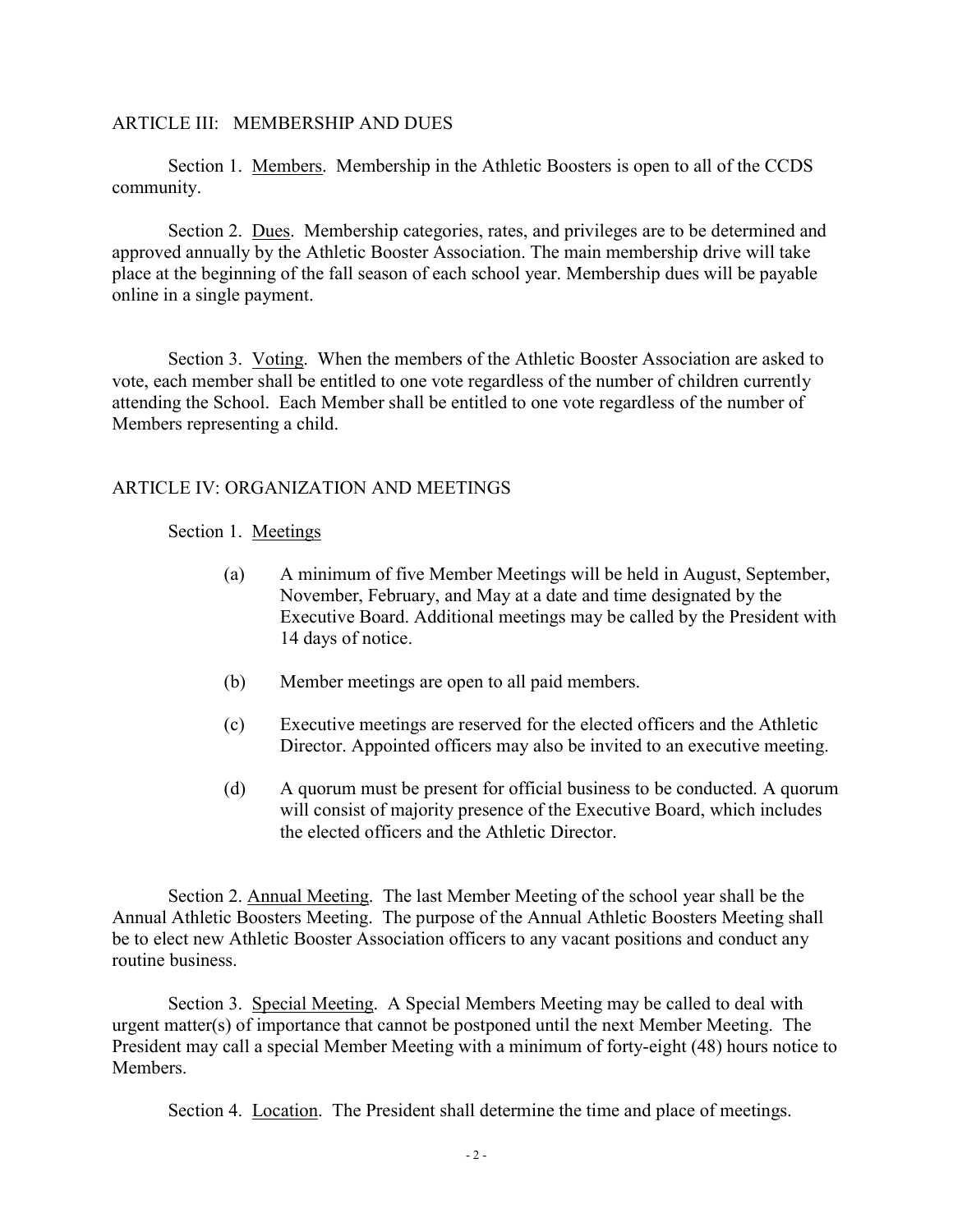## ARTICLE III: MEMBERSHIP AND DUES

Section 1. Members. Membership in the Athletic Boosters is open to all of the CCDS community.

Section 2. Dues. Membership categories, rates, and privileges are to be determined and approved annually by the Athletic Booster Association. The main membership drive will take place at the beginning of the fall season of each school year. Membership dues will be payable online in a single payment.

Section 3. Voting. When the members of the Athletic Booster Association are asked to vote, each member shall be entitled to one vote regardless of the number of children currently attending the School. Each Member shall be entitled to one vote regardless of the number of Members representing a child.

## ARTICLE IV: ORGANIZATION AND MEETINGS

Section 1. Meetings

(a) A minimum of five Member Meetings will be held in August, September, November, February, and May at a date and time designated by the Executive Board. Additional meetings may be called by the President with 14 days of notice.

(b) Member meetings are open to all paid members.

(c) Executive meetings are reserved for the elected officers and the Athletic Director. Appointed officers may also be invited to an executive meeting.

(d) A quorum must be present for official business to be conducted. A quorum will consist of majority presence of the Executive Board, which includes the elected officers and the Athletic Director.

Section 2. Annual Meeting. The last Member Meeting of the school year shall be the Annual Athletic Boosters Meeting. The purpose of the Annual Athletic Boosters Meeting shall be to elect new Athletic Booster Association officers to any vacant positions and conduct any routine business.

Section 3. Special Meeting. A Special Members Meeting may be called to deal with urgent matter(s) of importance that cannot be postponed until the next Member Meeting. The President may call a special Member Meeting with a minimum of forty-eight (48) hours notice to Members.

Section 4. Location. The President shall determine the time and place of meetings.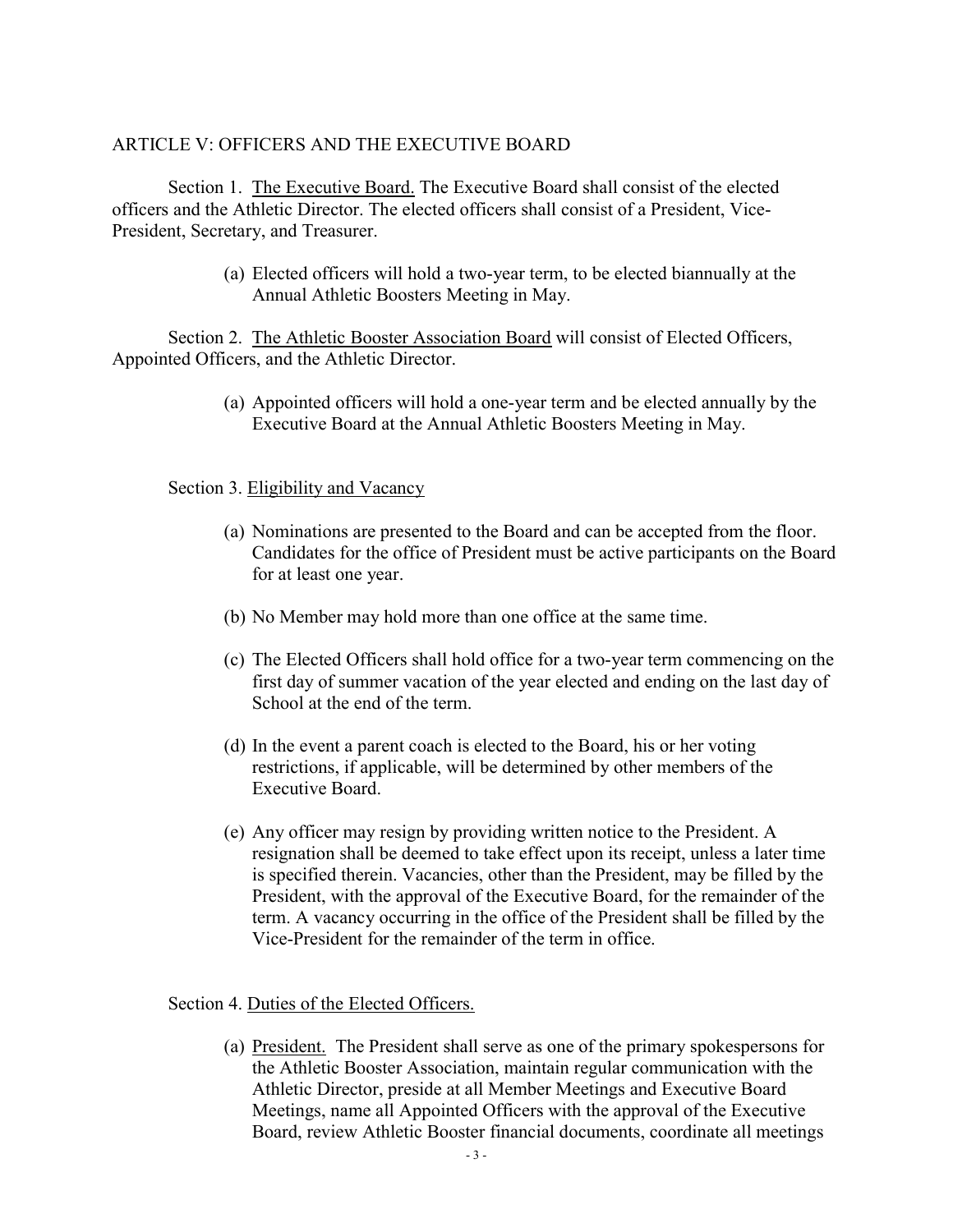## ARTICLE V: OFFICERS AND THE EXECUTIVE BOARD

Section 1. <u>The Executive Board.</u> The Executive Board shall consist of the elected officers and the Athletic Director. The elected officers shall consist of a President, Vice-President, Secretary, and Treasurer.

(a) Elected officers will hold a two-year term, to be elected biannually at the Annual Athletic Boosters Meeting in May.

Section 2. <u>The Athletic Booster Association Board</u> will consist of Elected Officers, Appointed Officers, and the Athletic Director.

(a) Appointed officers will hold a one-year term and be elected annually by the Executive Board at the Annual Athletic Boosters Meeting in May.

Section 3. <u>Eligibility and Vacancy</u>

(a) Nominations are presented to the Board and can be accepted from the floor. Candidates for the office of President must be active participants on the Board for at least one year.

(b) No Member may hold more than one office at the same time.

(c) The Elected Officers shall hold office for a two-year term commencing on the first day of summer vacation of the year elected and ending on the last day of School at the end of the term.

(d) In the event a parent coach is elected to the Board, his or her voting restrictions, if applicable, will be determined by other members of the Executive Board.

(e) Any officer may resign by providing written notice to the President. A resignation shall be deemed to take effect upon its receipt, unless a later time is specified therein. Vacancies, other than the President, may be filled by the President, with the approval of the Executive Board, for the remainder of the term. A vacancy occurring in the office of the President shall be filled by the Vice-President for the remainder of the term in office.

Section 4. <u>Duties of the Elected Officers.</u>

(a) <u>President.</u> The President shall serve as one of the primary spokespersons for the Athletic Booster Association, maintain regular communication with the Athletic Director, preside at all Member Meetings and Executive Board Meetings, name all Appointed Officers with the approval of the Executive Board, review Athletic Booster financial documents, coordinate all meetings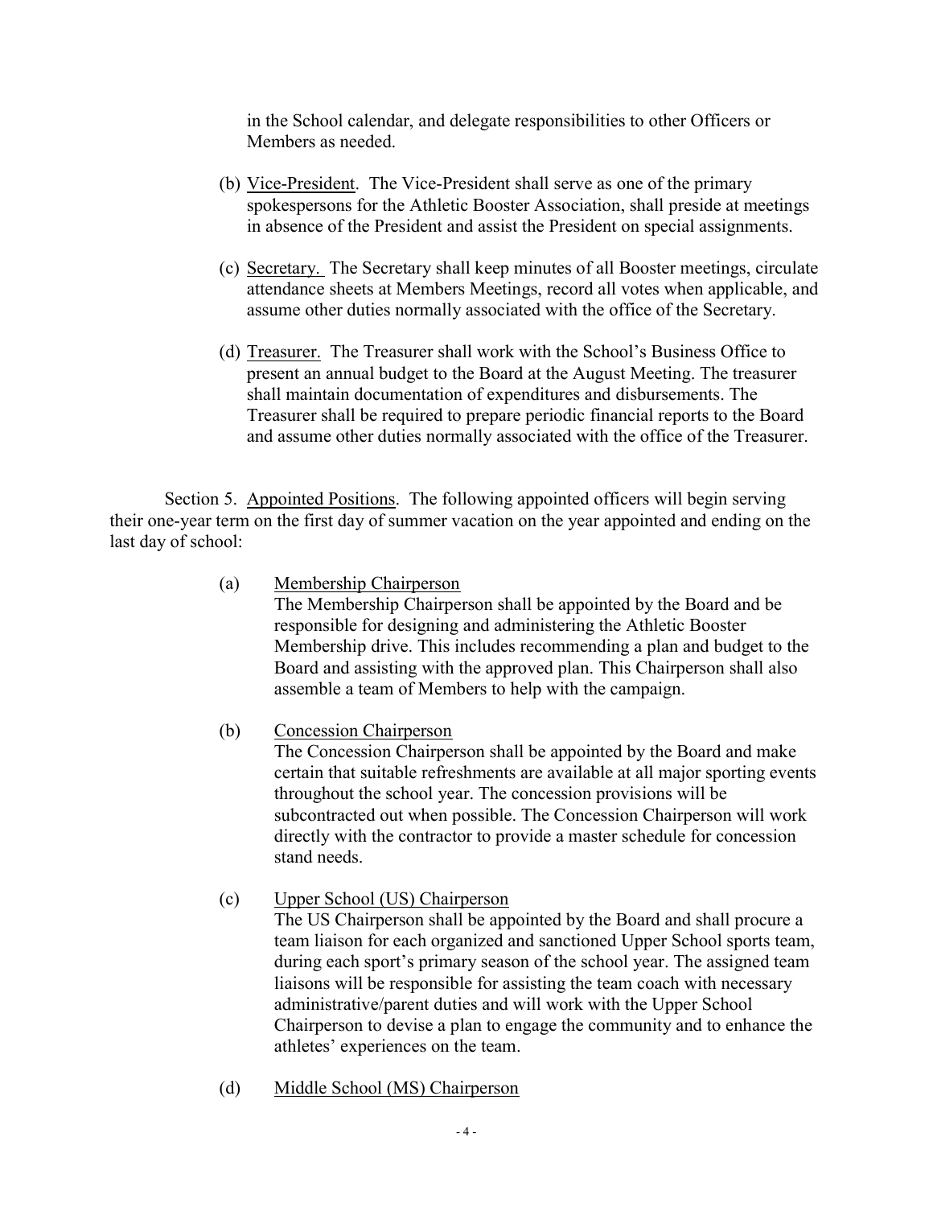in the School calendar, and delegate responsibilities to other Officers or Members as needed.

(b) Vice-President. The Vice-President shall serve as one of the primary spokespersons for the Athletic Booster Association, shall preside at meetings in absence of the President and assist the President on special assignments.

(c) Secretary. The Secretary shall keep minutes of all Booster meetings, circulate attendance sheets at Members Meetings, record all votes when applicable, and assume other duties normally associated with the office of the Secretary.

(d) Treasurer. The Treasurer shall work with the School's Business Office to present an annual budget to the Board at the August Meeting. The treasurer shall maintain documentation of expenditures and disbursements. The Treasurer shall be required to prepare periodic financial reports to the Board and assume other duties normally associated with the office of the Treasurer.

Section 5. Appointed Positions. The following appointed officers will begin serving their one-year term on the first day of summer vacation on the year appointed and ending on the last day of school:

(a) Membership Chairperson
The Membership Chairperson shall be appointed by the Board and be responsible for designing and administering the Athletic Booster Membership drive. This includes recommending a plan and budget to the Board and assisting with the approved plan. This Chairperson shall also assemble a team of Members to help with the campaign.

(b) Concession Chairperson
The Concession Chairperson shall be appointed by the Board and make certain that suitable refreshments are available at all major sporting events throughout the school year. The concession provisions will be subcontracted out when possible. The Concession Chairperson will work directly with the contractor to provide a master schedule for concession stand needs.

(c) Upper School (US) Chairperson
The US Chairperson shall be appointed by the Board and shall procure a team liaison for each organized and sanctioned Upper School sports team, during each sport's primary season of the school year. The assigned team liaisons will be responsible for assisting the team coach with necessary administrative/parent duties and will work with the Upper School Chairperson to devise a plan to engage the community and to enhance the athletes' experiences on the team.

(d) Middle School (MS) Chairperson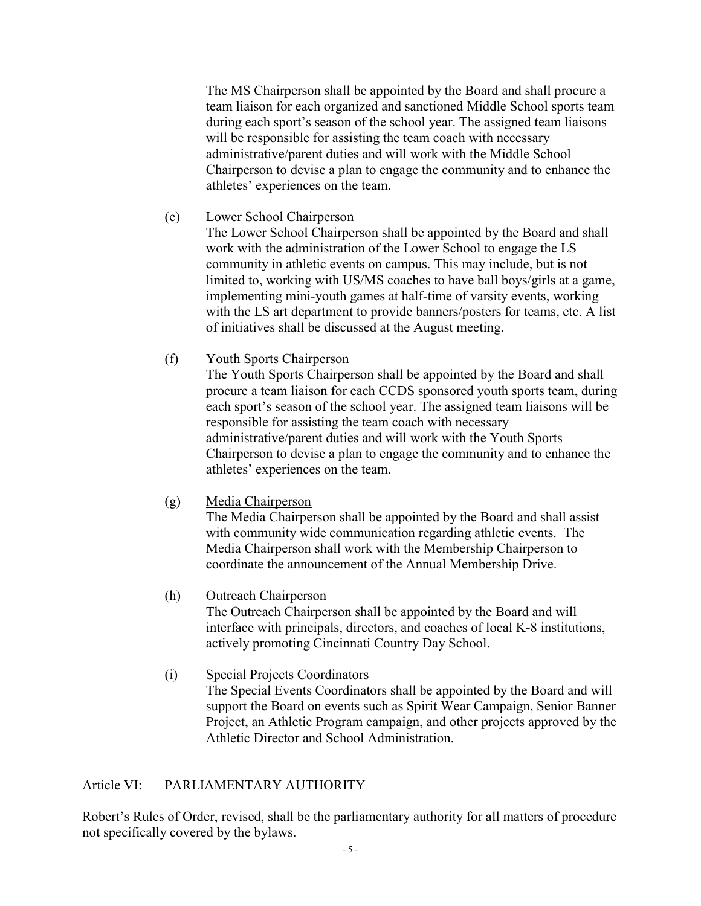The MS Chairperson shall be appointed by the Board and shall procure a team liaison for each organized and sanctioned Middle School sports team during each sport's season of the school year. The assigned team liaisons will be responsible for assisting the team coach with necessary administrative/parent duties and will work with the Middle School Chairperson to devise a plan to engage the community and to enhance the athletes' experiences on the team.

(e) <u>Lower School Chairperson</u>

The Lower School Chairperson shall be appointed by the Board and shall work with the administration of the Lower School to engage the LS community in athletic events on campus. This may include, but is not limited to, working with US/MS coaches to have ball boys/girls at a game, implementing mini-youth games at half-time of varsity events, working with the LS art department to provide banners/posters for teams, etc. A list of initiatives shall be discussed at the August meeting.

(f) <u>Youth Sports Chairperson</u>

The Youth Sports Chairperson shall be appointed by the Board and shall procure a team liaison for each CCDS sponsored youth sports team, during each sport's season of the school year. The assigned team liaisons will be responsible for assisting the team coach with necessary administrative/parent duties and will work with the Youth Sports Chairperson to devise a plan to engage the community and to enhance the athletes' experiences on the team.

(g) <u>Media Chairperson</u>

The Media Chairperson shall be appointed by the Board and shall assist with community wide communication regarding athletic events. The Media Chairperson shall work with the Membership Chairperson to coordinate the announcement of the Annual Membership Drive.

(h) <u>Outreach Chairperson</u>

The Outreach Chairperson shall be appointed by the Board and will interface with principals, directors, and coaches of local K-8 institutions, actively promoting Cincinnati Country Day School.

(i) <u>Special Projects Coordinators</u>

The Special Events Coordinators shall be appointed by the Board and will support the Board on events such as Spirit Wear Campaign, Senior Banner Project, an Athletic Program campaign, and other projects approved by the Athletic Director and School Administration.

## Article VI: PARLIAMENTARY AUTHORITY

Robert's Rules of Order, revised, shall be the parliamentary authority for all matters of procedure not specifically covered by the bylaws.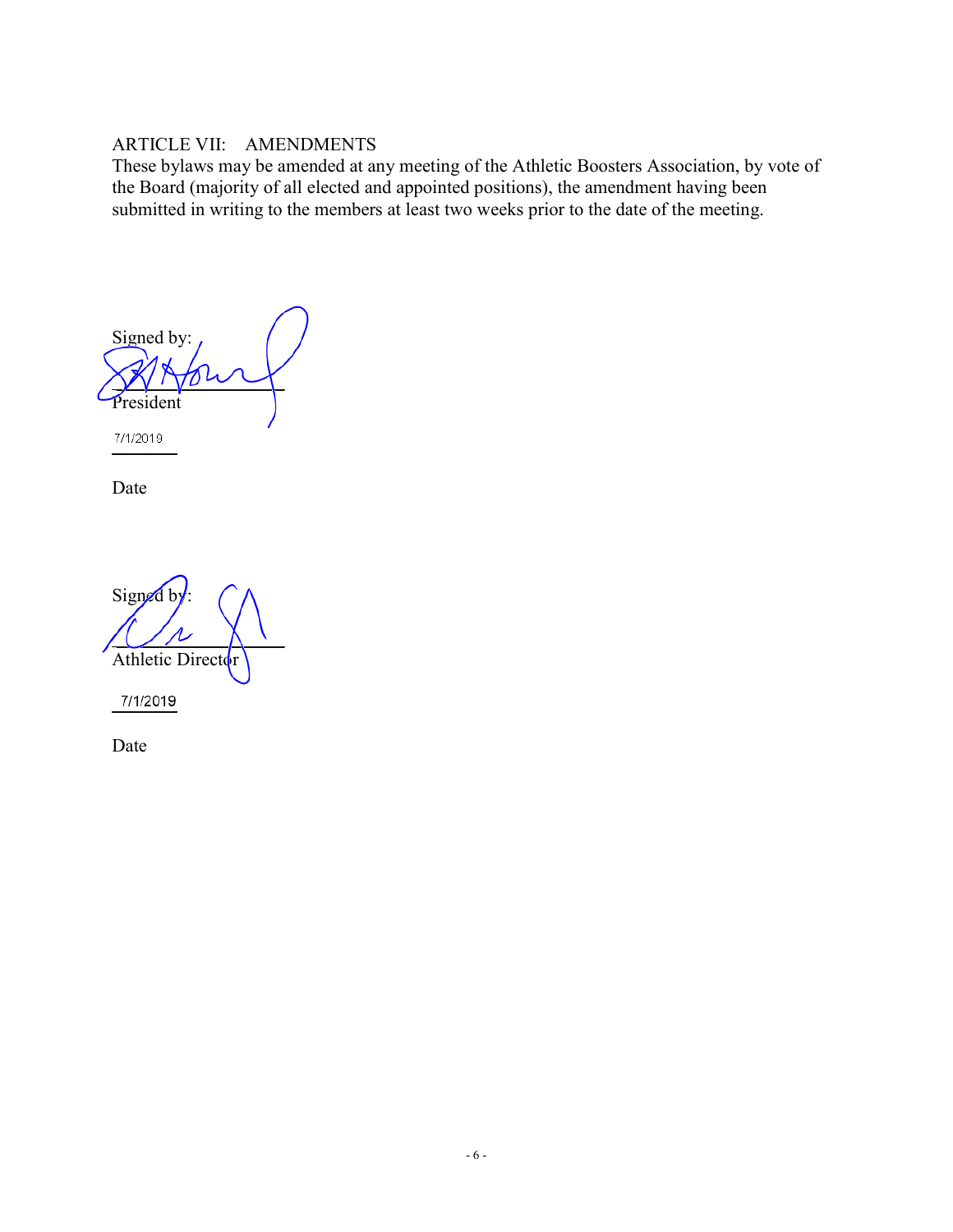## ARTICLE VII: AMENDMENTS

These bylaws may be amended at any meeting of the Athletic Boosters Association, by vote of the Board (majority of all elected and appointed positions), the amendment having been submitted in writing to the members at least two weeks prior to the date of the meeting.

Signed by:

\_\_\_\_\_\_\_\_\_\_\_\_\_\_\_\_\_\_\_\_\_\_\_\_

President

7/1/2019

Date

Signed by:

\_\_\_\_\_\_\_\_\_\_\_\_\_\_\_\_\_\_\_\_\_\_\_\_

Athletic Director

7/1/2019

Date